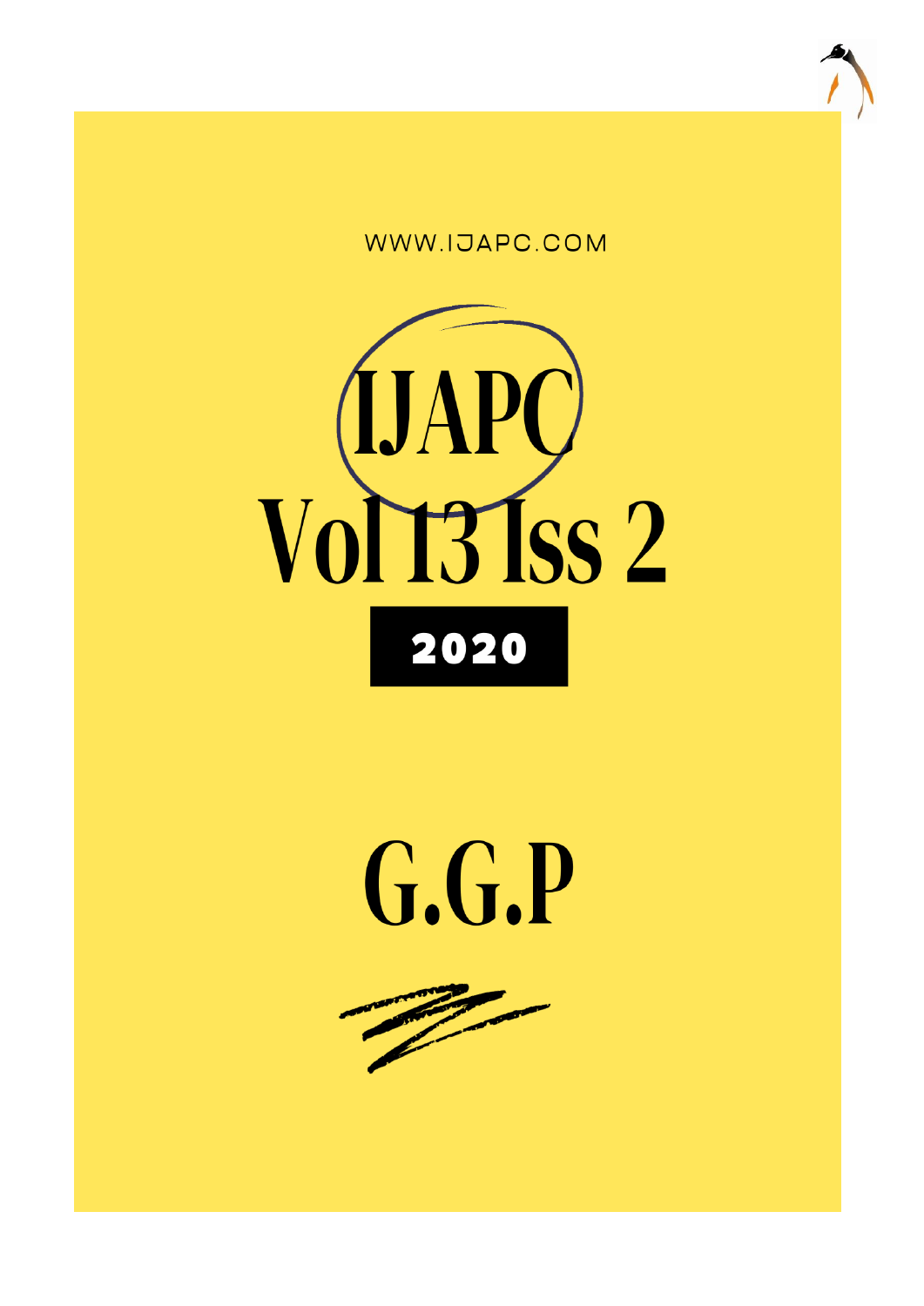WWW.IJAPC.COM

# IJAPC
# Vol 13 Iss 2

**2020**

# G.G.P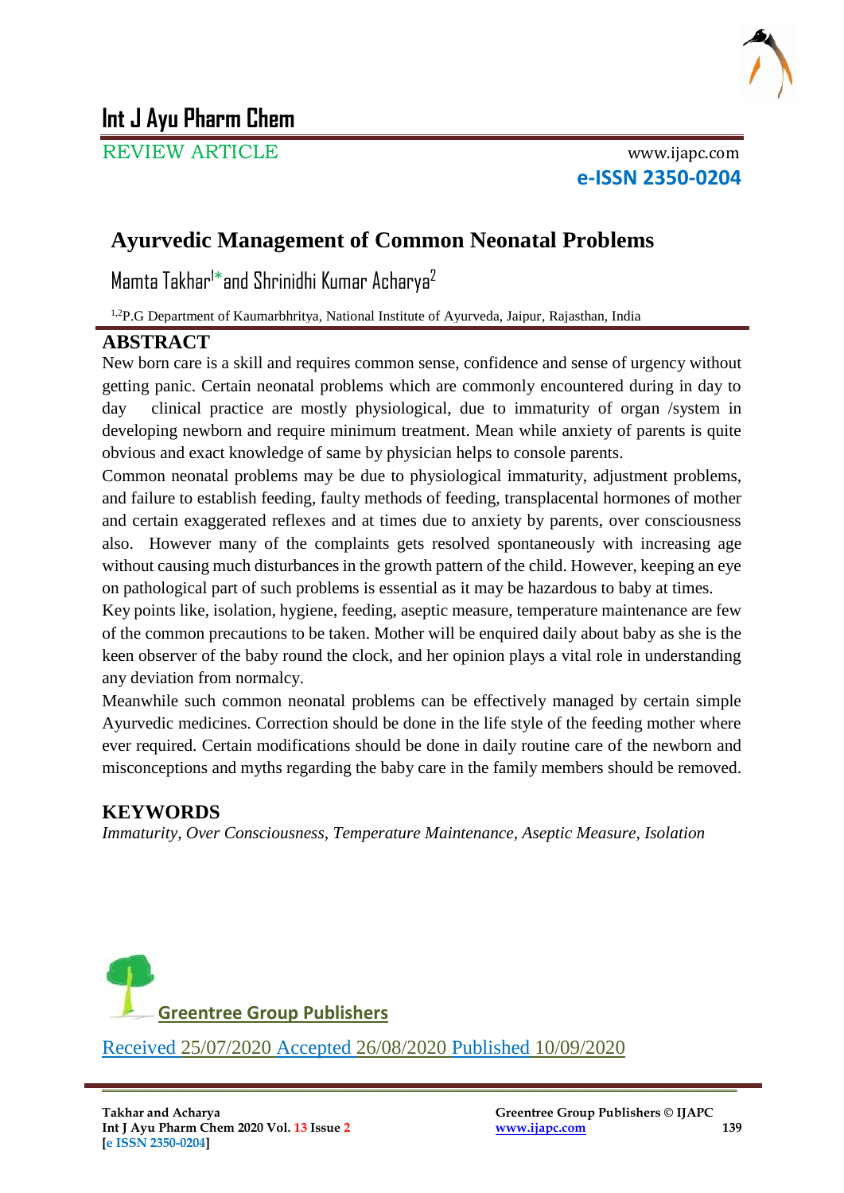# Int J Ayu Pharm Chem

REVIEW ARTICLE

www.ijapc.com

**e-ISSN 2350-0204**

# Ayurvedic Management of Common Neonatal Problems

Mamta Takhar[1]* and Shrinidhi Kumar Acharya[2]

[1,2]P.G Department of Kaumarbhritya, National Institute of Ayurveda, Jaipur, Rajasthan, India

## ABSTRACT

New born care is a skill and requires common sense, confidence and sense of urgency without getting panic. Certain neonatal problems which are commonly encountered during in day to day clinical practice are mostly physiological, due to immaturity of organ /system in developing newborn and require minimum treatment. Mean while anxiety of parents is quite obvious and exact knowledge of same by physician helps to console parents.

Common neonatal problems may be due to physiological immaturity, adjustment problems, and failure to establish feeding, faulty methods of feeding, transplacental hormones of mother and certain exaggerated reflexes and at times due to anxiety by parents, over consciousness also. However many of the complaints gets resolved spontaneously with increasing age without causing much disturbances in the growth pattern of the child. However, keeping an eye on pathological part of such problems is essential as it may be hazardous to baby at times.

Key points like, isolation, hygiene, feeding, aseptic measure, temperature maintenance are few of the common precautions to be taken. Mother will be enquired daily about baby as she is the keen observer of the baby round the clock, and her opinion plays a vital role in understanding any deviation from normalcy.

Meanwhile such common neonatal problems can be effectively managed by certain simple Ayurvedic medicines. Correction should be done in the life style of the feeding mother where ever required. Certain modifications should be done in daily routine care of the newborn and misconceptions and myths regarding the baby care in the family members should be removed.

## KEYWORDS

*Immaturity, Over Consciousness, Temperature Maintenance, Aseptic Measure, Isolation*

Greentree Group Publishers

Received 25/07/2020 Accepted 26/08/2020 Published 10/09/2020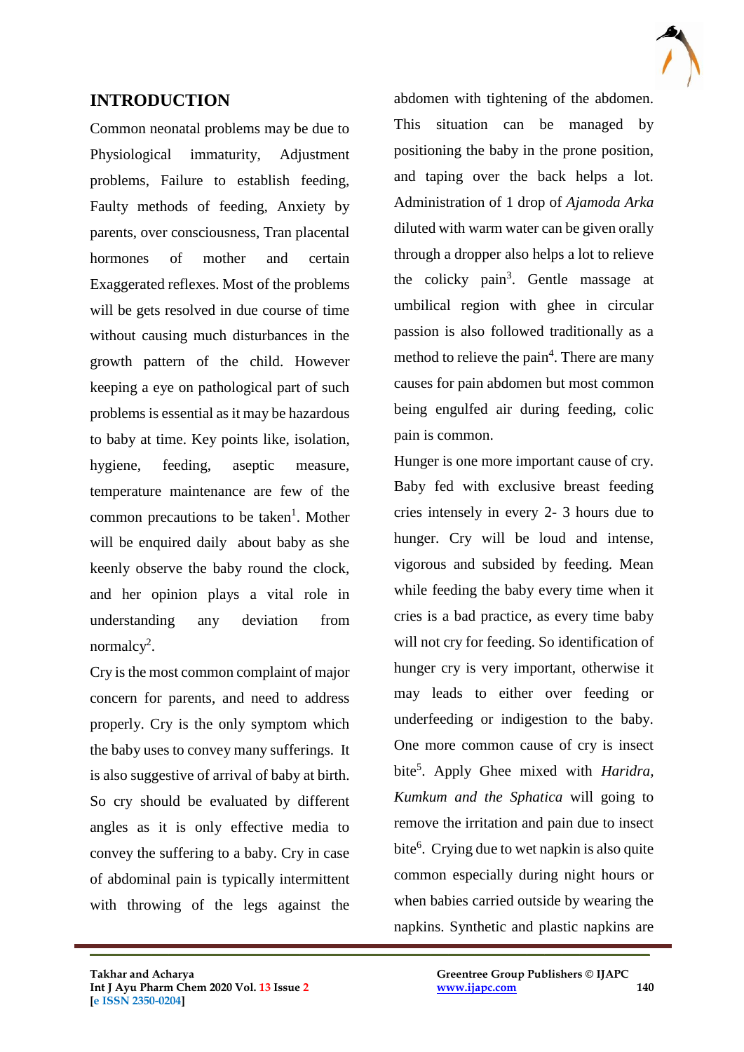## INTRODUCTION

Common neonatal problems may be due to Physiological immaturity, Adjustment problems, Failure to establish feeding, Faulty methods of feeding, Anxiety by parents, over consciousness, Tran placental hormones of mother and certain Exaggerated reflexes. Most of the problems will be gets resolved in due course of time without causing much disturbances in the growth pattern of the child. However keeping a eye on pathological part of such problems is essential as it may be hazardous to baby at time. Key points like, isolation, hygiene, feeding, aseptic measure, temperature maintenance are few of the common precautions to be taken[1]. Mother will be enquired daily about baby as she keenly observe the baby round the clock, and her opinion plays a vital role in understanding any deviation from normalcy[2].

Cry is the most common complaint of major concern for parents, and need to address properly. Cry is the only symptom which the baby uses to convey many sufferings. It is also suggestive of arrival of baby at birth. So cry should be evaluated by different angles as it is only effective media to convey the suffering to a baby. Cry in case of abdominal pain is typically intermittent with throwing of the legs against the abdomen with tightening of the abdomen. This situation can be managed by positioning the baby in the prone position, and taping over the back helps a lot. Administration of 1 drop of *Ajamoda Arka* diluted with warm water can be given orally through a dropper also helps a lot to relieve the colicky pain[3]. Gentle massage at umbilical region with ghee in circular passion is also followed traditionally as a method to relieve the pain[4]. There are many causes for pain abdomen but most common being engulfed air during feeding, colic pain is common.

Hunger is one more important cause of cry. Baby fed with exclusive breast feeding cries intensely in every 2- 3 hours due to hunger. Cry will be loud and intense, vigorous and subsided by feeding. Mean while feeding the baby every time when it cries is a bad practice, as every time baby will not cry for feeding. So identification of hunger cry is very important, otherwise it may leads to either over feeding or underfeeding or indigestion to the baby. One more common cause of cry is insect bite[5]. Apply Ghee mixed with *Haridra, Kumkum and the Sphatica* will going to remove the irritation and pain due to insect bite[6]. Crying due to wet napkin is also quite common especially during night hours or when babies carried outside by wearing the napkins. Synthetic and plastic napkins are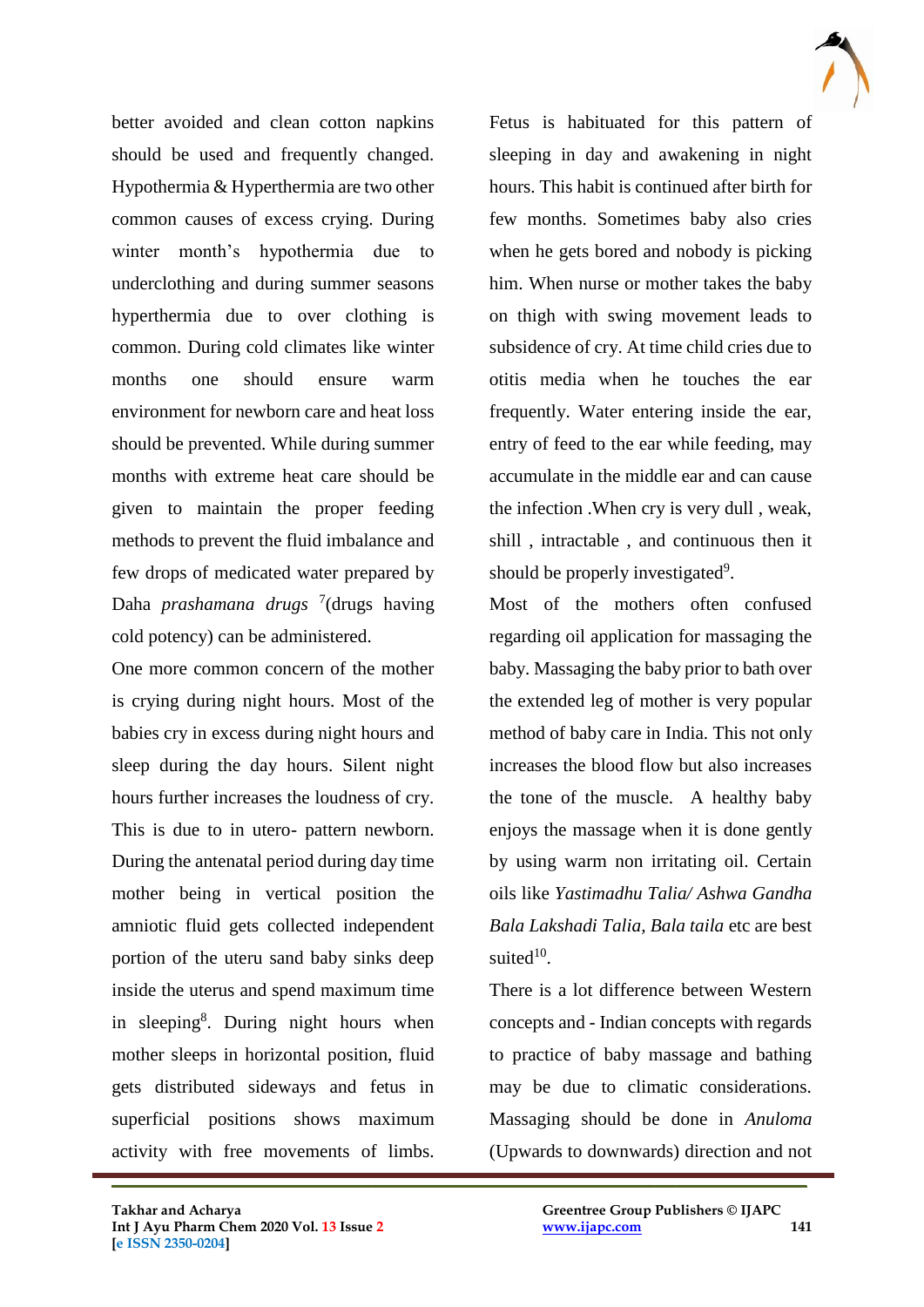better avoided and clean cotton napkins should be used and frequently changed. Hypothermia & Hyperthermia are two other common causes of excess crying. During winter month's hypothermia due to underclothing and during summer seasons hyperthermia due to over clothing is common. During cold climates like winter months one should ensure warm environment for newborn care and heat loss should be prevented. While during summer months with extreme heat care should be given to maintain the proper feeding methods to prevent the fluid imbalance and few drops of medicated water prepared by Daha *prashamana drugs* [7](drugs having cold potency) can be administered.

One more common concern of the mother is crying during night hours. Most of the babies cry in excess during night hours and sleep during the day hours. Silent night hours further increases the loudness of cry. This is due to in utero- pattern newborn. During the antenatal period during day time mother being in vertical position the amniotic fluid gets collected independent portion of the uteru sand baby sinks deep inside the uterus and spend maximum time in sleeping[8]. During night hours when mother sleeps in horizontal position, fluid gets distributed sideways and fetus in superficial positions shows maximum activity with free movements of limbs. Fetus is habituated for this pattern of sleeping in day and awakening in night hours. This habit is continued after birth for few months. Sometimes baby also cries when he gets bored and nobody is picking him. When nurse or mother takes the baby on thigh with swing movement leads to subsidence of cry. At time child cries due to otitis media when he touches the ear frequently. Water entering inside the ear, entry of feed to the ear while feeding, may accumulate in the middle ear and can cause the infection .When cry is very dull , weak, shill , intractable , and continuous then it should be properly investigated[9].

Most of the mothers often confused regarding oil application for massaging the baby. Massaging the baby prior to bath over the extended leg of mother is very popular method of baby care in India. This not only increases the blood flow but also increases the tone of the muscle. A healthy baby enjoys the massage when it is done gently by using warm non irritating oil. Certain oils like *Yastimadhu Talia/ Ashwa Gandha Bala Lakshadi Talia, Bala taila* etc are best suited[10].

There is a lot difference between Western concepts and - Indian concepts with regards to practice of baby massage and bathing may be due to climatic considerations. Massaging should be done in *Anuloma* (Upwards to downwards) direction and not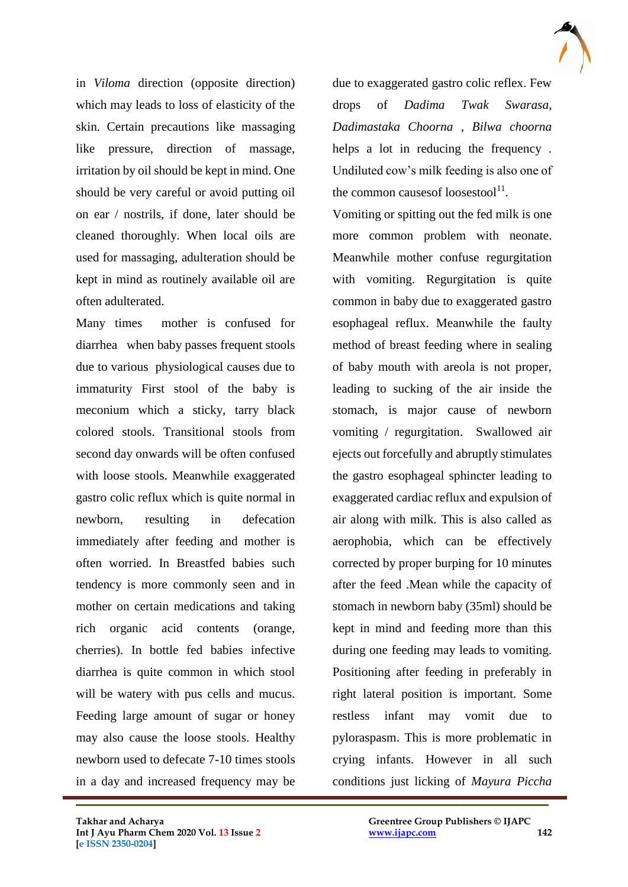in *Viloma* direction (opposite direction) which may leads to loss of elasticity of the skin. Certain precautions like massaging like pressure, direction of massage, irritation by oil should be kept in mind. One should be very careful or avoid putting oil on ear / nostrils, if done, later should be cleaned thoroughly. When local oils are used for massaging, adulteration should be kept in mind as routinely available oil are often adulterated.

Many times mother is confused for diarrhea when baby passes frequent stools due to various physiological causes due to immaturity First stool of the baby is meconium which a sticky, tarry black colored stools. Transitional stools from second day onwards will be often confused with loose stools. Meanwhile exaggerated gastro colic reflux which is quite normal in newborn, resulting in defecation immediately after feeding and mother is often worried. In Breastfed babies such tendency is more commonly seen and in mother on certain medications and taking rich organic acid contents (orange, cherries). In bottle fed babies infective diarrhea is quite common in which stool will be watery with pus cells and mucus. Feeding large amount of sugar or honey may also cause the loose stools. Healthy newborn used to defecate 7-10 times stools in a day and increased frequency may be due to exaggerated gastro colic reflex. Few drops of *Dadima Twak Swarasa, Dadimastaka Choorna* , *Bilwa choorna* helps a lot in reducing the frequency . Undiluted cow's milk feeding is also one of the common causesof loosestool[11].

Vomiting or spitting out the fed milk is one more common problem with neonate. Meanwhile mother confuse regurgitation with vomiting. Regurgitation is quite common in baby due to exaggerated gastro esophageal reflux. Meanwhile the faulty method of breast feeding where in sealing of baby mouth with areola is not proper, leading to sucking of the air inside the stomach, is major cause of newborn vomiting / regurgitation. Swallowed air ejects out forcefully and abruptly stimulates the gastro esophageal sphincter leading to exaggerated cardiac reflux and expulsion of air along with milk. This is also called as aerophobia, which can be effectively corrected by proper burping for 10 minutes after the feed .Mean while the capacity of stomach in newborn baby (35ml) should be kept in mind and feeding more than this during one feeding may leads to vomiting. Positioning after feeding in preferably in right lateral position is important. Some restless infant may vomit due to pyloraspasm. This is more problematic in crying infants. However in all such conditions just licking of *Mayura Piccha*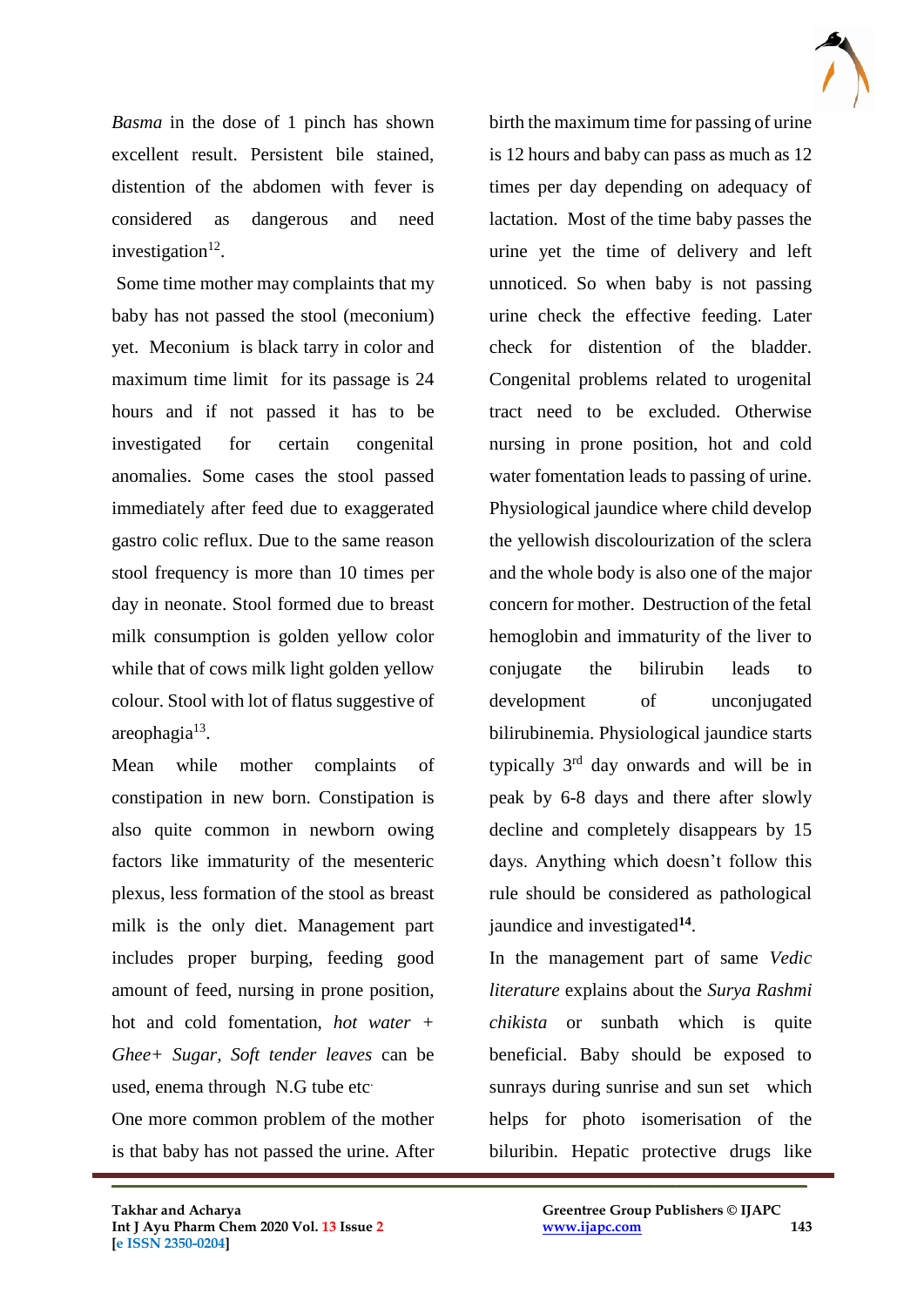*Basma* in the dose of 1 pinch has shown excellent result. Persistent bile stained, distention of the abdomen with fever is considered as dangerous and need investigation[12].

Some time mother may complaints that my baby has not passed the stool (meconium) yet. Meconium is black tarry in color and maximum time limit for its passage is 24 hours and if not passed it has to be investigated for certain congenital anomalies. Some cases the stool passed immediately after feed due to exaggerated gastro colic reflux. Due to the same reason stool frequency is more than 10 times per day in neonate. Stool formed due to breast milk consumption is golden yellow color while that of cows milk light golden yellow colour. Stool with lot of flatus suggestive of areophagia[13].

Mean while mother complaints of constipation in new born. Constipation is also quite common in newborn owing factors like immaturity of the mesenteric plexus, less formation of the stool as breast milk is the only diet. Management part includes proper burping, feeding good amount of feed, nursing in prone position, hot and cold fomentation, *hot water + Ghee+ Sugar*, *Soft tender leaves* can be used, enema through N.G tube etc.

One more common problem of the mother is that baby has not passed the urine. After birth the maximum time for passing of urine is 12 hours and baby can pass as much as 12 times per day depending on adequacy of lactation. Most of the time baby passes the urine yet the time of delivery and left unnoticed. So when baby is not passing urine check the effective feeding. Later check for distention of the bladder. Congenital problems related to urogenital tract need to be excluded. Otherwise nursing in prone position, hot and cold water fomentation leads to passing of urine.

Physiological jaundice where child develop the yellowish discolourization of the sclera and the whole body is also one of the major concern for mother. Destruction of the fetal hemoglobin and immaturity of the liver to conjugate the bilirubin leads to development of unconjugated bilirubinemia. Physiological jaundice starts typically 3rd day onwards and will be in peak by 6-8 days and there after slowly decline and completely disappears by 15 days. Anything which doesn't follow this rule should be considered as pathological jaundice and investigated[14].

In the management part of same *Vedic literature* explains about the *Surya Rashmi chikista* or sunbath which is quite beneficial. Baby should be exposed to sunrays during sunrise and sun set which helps for photo isomerisation of the biliribin. Hepatic protective drugs like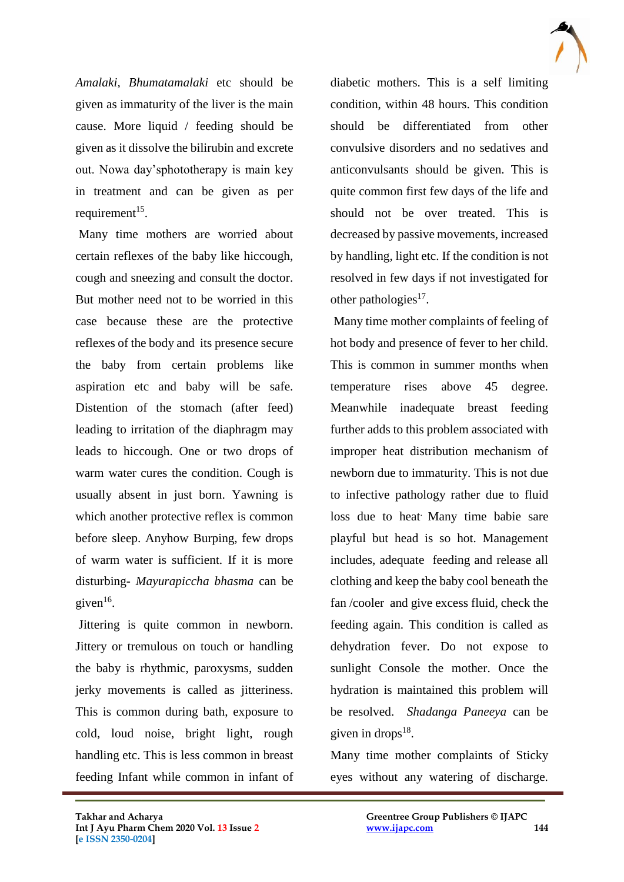*Amalaki*, *Bhumatamalaki* etc should be given as immaturity of the liver is the main cause. More liquid / feeding should be given as it dissolve the bilirubin and excrete out. Nowa day'sphototherapy is main key in treatment and can be given as per requirement[15].

Many time mothers are worried about certain reflexes of the baby like hiccough, cough and sneezing and consult the doctor. But mother need not to be worried in this case because these are the protective reflexes of the body and its presence secure the baby from certain problems like aspiration etc and baby will be safe. Distention of the stomach (after feed) leading to irritation of the diaphragm may leads to hiccough. One or two drops of warm water cures the condition. Cough is usually absent in just born. Yawning is which another protective reflex is common before sleep. Anyhow Burping, few drops of warm water is sufficient. If it is more disturbing- *Mayurapiccha bhasma* can be given[16].

Jittering is quite common in newborn. Jittery or tremulous on touch or handling the baby is rhythmic, paroxysms, sudden jerky movements is called as jitteriness. This is common during bath, exposure to cold, loud noise, bright light, rough handling etc. This is less common in breast feeding Infant while common in infant of diabetic mothers. This is a self limiting condition, within 48 hours. This condition should be differentiated from other convulsive disorders and no sedatives and anticonvulsants should be given. This is quite common first few days of the life and should not be over treated. This is decreased by passive movements, increased by handling, light etc. If the condition is not resolved in few days if not investigated for other pathologies[17].

Many time mother complaints of feeling of hot body and presence of fever to her child. This is common in summer months when temperature rises above 45 degree. Meanwhile inadequate breast feeding further adds to this problem associated with improper heat distribution mechanism of newborn due to immaturity. This is not due to infective pathology rather due to fluid loss due to heat. Many time babie sare playful but head is so hot. Management includes, adequate feeding and release all clothing and keep the baby cool beneath the fan /cooler and give excess fluid, check the feeding again. This condition is called as dehydration fever. Do not expose to sunlight Console the mother. Once the hydration is maintained this problem will be resolved. *Shadanga Paneeya* can be given in drops[18].

Many time mother complaints of Sticky eyes without any watering of discharge.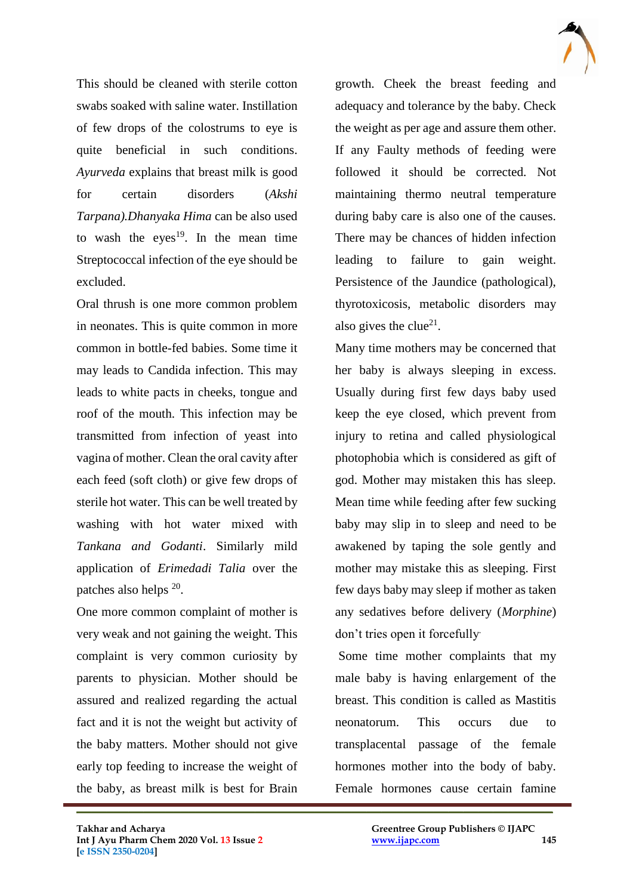This should be cleaned with sterile cotton swabs soaked with saline water. Instillation of few drops of the colostrums to eye is quite beneficial in such conditions. *Ayurveda* explains that breast milk is good for certain disorders (*Akshi Tarpana).Dhanyaka Hima* can be also used to wash the eyes[19]. In the mean time Streptococcal infection of the eye should be excluded.

Oral thrush is one more common problem in neonates. This is quite common in more common in bottle-fed babies. Some time it may leads to Candida infection. This may leads to white pacts in cheeks, tongue and roof of the mouth. This infection may be transmitted from infection of yeast into vagina of mother. Clean the oral cavity after each feed (soft cloth) or give few drops of sterile hot water. This can be well treated by washing with hot water mixed with *Tankana and Godanti*. Similarly mild application of *Erimedadi Talia* over the patches also helps [20].

One more common complaint of mother is very weak and not gaining the weight. This complaint is very common curiosity by parents to physician. Mother should be assured and realized regarding the actual fact and it is not the weight but activity of the baby matters. Mother should not give early top feeding to increase the weight of the baby, as breast milk is best for Brain growth. Cheek the breast feeding and adequacy and tolerance by the baby. Check the weight as per age and assure them other. If any Faulty methods of feeding were followed it should be corrected. Not maintaining thermo neutral temperature during baby care is also one of the causes. There may be chances of hidden infection leading to failure to gain weight. Persistence of the Jaundice (pathological), thyrotoxicosis, metabolic disorders may also gives the clue[21].

Many time mothers may be concerned that her baby is always sleeping in excess. Usually during first few days baby used keep the eye closed, which prevent from injury to retina and called physiological photophobia which is considered as gift of god. Mother may mistaken this has sleep. Mean time while feeding after few sucking baby may slip in to sleep and need to be awakened by taping the sole gently and mother may mistake this as sleeping. First few days baby may sleep if mother as taken any sedatives before delivery (*Morphine*) don't tries open it forcefully.

Some time mother complaints that my male baby is having enlargement of the breast. This condition is called as Mastitis neonatorum. This occurs due to transplacental passage of the female hormones mother into the body of baby. Female hormones cause certain famine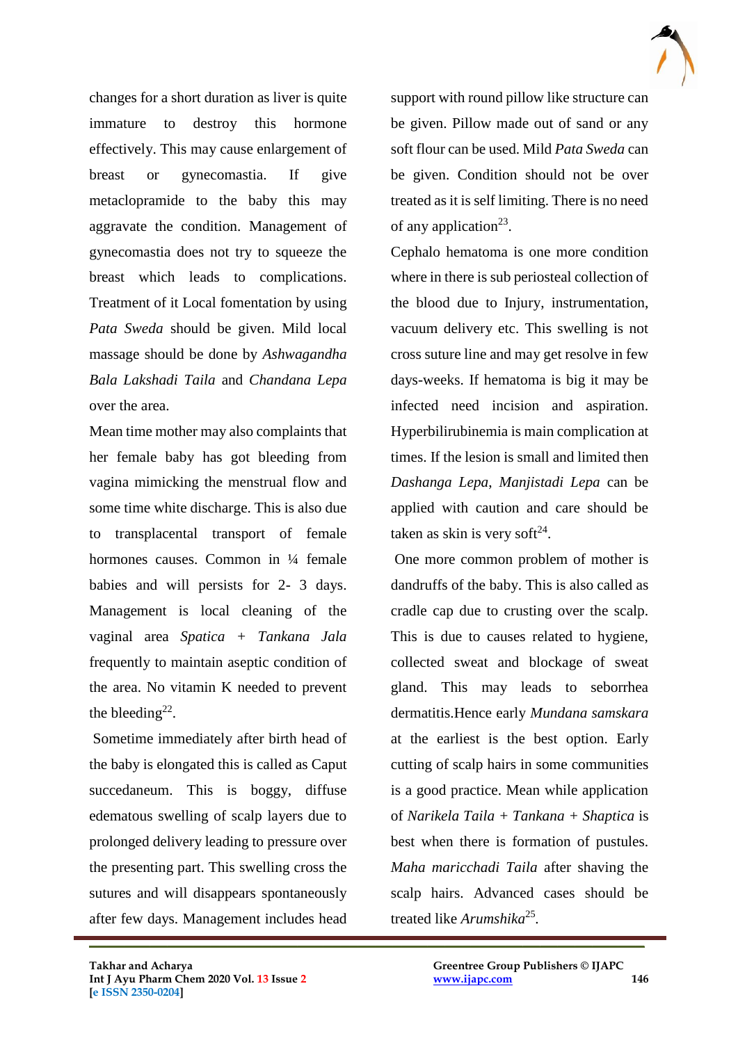changes for a short duration as liver is quite immature to destroy this hormone effectively. This may cause enlargement of breast or gynecomastia. If give metaclopramide to the baby this may aggravate the condition. Management of gynecomastia does not try to squeeze the breast which leads to complications. Treatment of it Local fomentation by using *Pata Sweda* should be given. Mild local massage should be done by *Ashwagandha Bala Lakshadi Taila* and *Chandana Lepa* over the area.

Mean time mother may also complaints that her female baby has got bleeding from vagina mimicking the menstrual flow and some time white discharge. This is also due to transplacental transport of female hormones causes. Common in ¼ female babies and will persists for 2- 3 days. Management is local cleaning of the vaginal area *Spatica* + *Tankana Jala* frequently to maintain aseptic condition of the area. No vitamin K needed to prevent the bleeding[22].

Sometime immediately after birth head of the baby is elongated this is called as Caput succedaneum. This is boggy, diffuse edematous swelling of scalp layers due to prolonged delivery leading to pressure over the presenting part. This swelling cross the sutures and will disappears spontaneously after few days. Management includes head support with round pillow like structure can be given. Pillow made out of sand or any soft flour can be used. Mild *Pata Sweda* can be given. Condition should not be over treated as it is self limiting. There is no need of any application[23].

Cephalo hematoma is one more condition where in there is sub periosteal collection of the blood due to Injury, instrumentation, vacuum delivery etc. This swelling is not cross suture line and may get resolve in few days-weeks. If hematoma is big it may be infected need incision and aspiration. Hyperbilirubinemia is main complication at times. If the lesion is small and limited then *Dashanga Lepa*, *Manjistadi Lepa* can be applied with caution and care should be taken as skin is very soft[24].

One more common problem of mother is dandruffs of the baby. This is also called as cradle cap due to crusting over the scalp. This is due to causes related to hygiene, collected sweat and blockage of sweat gland. This may leads to seborrhea dermatitis.Hence early *Mundana samskara* at the earliest is the best option. Early cutting of scalp hairs in some communities is a good practice. Mean while application of *Narikela Taila* + *Tankana* + *Shaptica* is best when there is formation of pustules. *Maha maricchadi Taila* after shaving the scalp hairs. Advanced cases should be treated like *Arumshika*[25].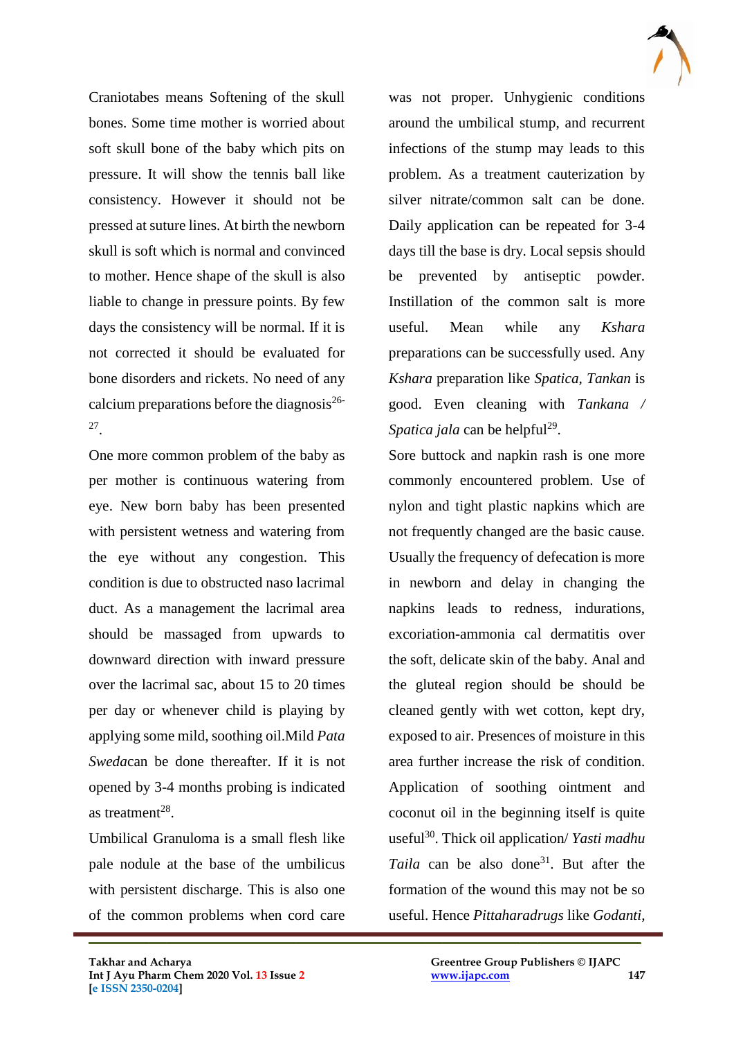Craniotabes means Softening of the skull bones. Some time mother is worried about soft skull bone of the baby which pits on pressure. It will show the tennis ball like consistency. However it should not be pressed at suture lines. At birth the newborn skull is soft which is normal and convinced to mother. Hence shape of the skull is also liable to change in pressure points. By few days the consistency will be normal. If it is not corrected it should be evaluated for bone disorders and rickets. No need of any calcium preparations before the diagnosis[26-27].

One more common problem of the baby as per mother is continuous watering from eye. New born baby has been presented with persistent wetness and watering from the eye without any congestion. This condition is due to obstructed naso lacrimal duct. As a management the lacrimal area should be massaged from upwards to downward direction with inward pressure over the lacrimal sac, about 15 to 20 times per day or whenever child is playing by applying some mild, soothing oil.Mild *Pata Sweda*can be done thereafter. If it is not opened by 3-4 months probing is indicated as treatment[28].

Umbilical Granuloma is a small flesh like pale nodule at the base of the umbilicus with persistent discharge. This is also one of the common problems when cord care was not proper. Unhygienic conditions around the umbilical stump, and recurrent infections of the stump may leads to this problem. As a treatment cauterization by silver nitrate/common salt can be done. Daily application can be repeated for 3-4 days till the base is dry. Local sepsis should be prevented by antiseptic powder. Instillation of the common salt is more useful. Mean while any *Kshara* preparations can be successfully used. Any *Kshara* preparation like *Spatica*, *Tankan* is good. Even cleaning with *Tankana / Spatica jala* can be helpful[29].

Sore buttock and napkin rash is one more commonly encountered problem. Use of nylon and tight plastic napkins which are not frequently changed are the basic cause. Usually the frequency of defecation is more in newborn and delay in changing the napkins leads to redness, indurations, excoriation-ammonia cal dermatitis over the soft, delicate skin of the baby. Anal and the gluteal region should be should be cleaned gently with wet cotton, kept dry, exposed to air. Presences of moisture in this area further increase the risk of condition. Application of soothing ointment and coconut oil in the beginning itself is quite useful[30]. Thick oil application/ *Yasti madhu Taila* can be also done[31]. But after the formation of the wound this may not be so useful. Hence *Pittaharadrugs* like *Godanti*,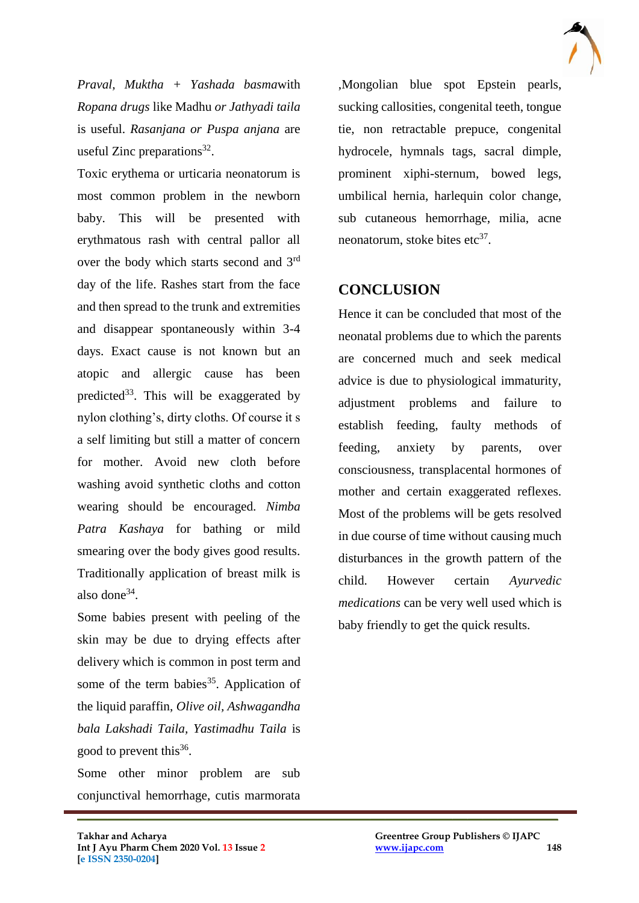*Praval, Muktha + Yashada basma*with *Ropana drugs* like Madhu *or Jathyadi taila* is useful. *Rasanjana or Puspa anjana* are useful Zinc preparations[32].

Toxic erythema or urticaria neonatorum is most common problem in the newborn baby. This will be presented with erythmatous rash with central pallor all over the body which starts second and 3rd day of the life. Rashes start from the face and then spread to the trunk and extremities and disappear spontaneously within 3-4 days. Exact cause is not known but an atopic and allergic cause has been predicted[33]. This will be exaggerated by nylon clothing's, dirty cloths. Of course it s a self limiting but still a matter of concern for mother. Avoid new cloth before washing avoid synthetic cloths and cotton wearing should be encouraged. *Nimba Patra Kashaya* for bathing or mild smearing over the body gives good results. Traditionally application of breast milk is also done[34].

Some babies present with peeling of the skin may be due to drying effects after delivery which is common in post term and some of the term babies[35]. Application of the liquid paraffin, *Olive oil, Ashwagandha bala Lakshadi Taila*, *Yastimadhu Taila* is good to prevent this[36].

Some other minor problem are sub conjunctival hemorrhage, cutis marmorata ,Mongolian blue spot Epstein pearls, sucking callosities, congenital teeth, tongue tie, non retractable prepuce, congenital hydrocele, hymnals tags, sacral dimple, prominent xiphi-sternum, bowed legs, umbilical hernia, harlequin color change, sub cutaneous hemorrhage, milia, acne neonatorum, stoke bites etc[37].

## CONCLUSION

Hence it can be concluded that most of the neonatal problems due to which the parents are concerned much and seek medical advice is due to physiological immaturity, adjustment problems and failure to establish feeding, faulty methods of feeding, anxiety by parents, over consciousness, transplacental hormones of mother and certain exaggerated reflexes. Most of the problems will be gets resolved in due course of time without causing much disturbances in the growth pattern of the child. However certain *Ayurvedic medications* can be very well used which is baby friendly to get the quick results.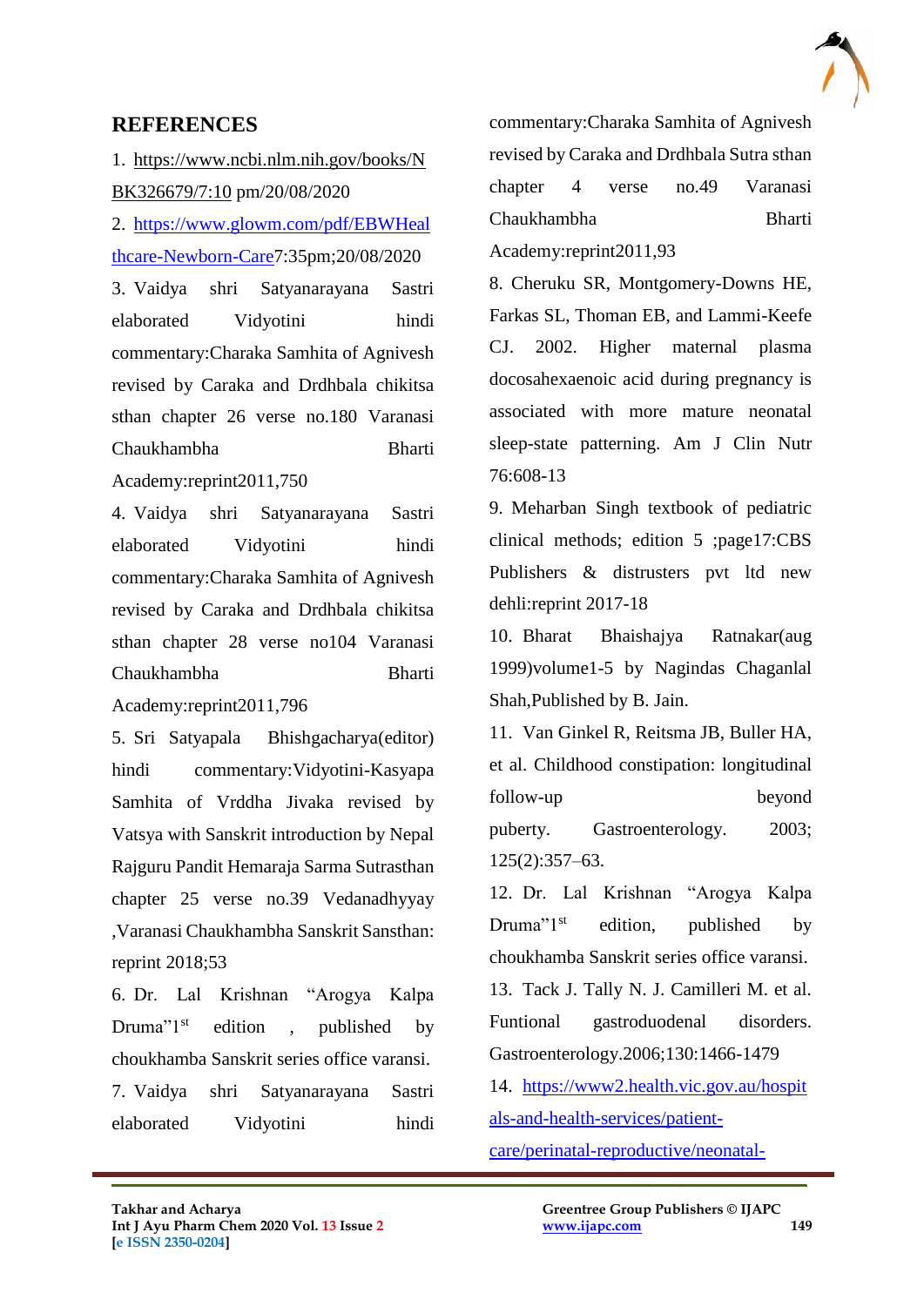## REFERENCES

1. https://www.ncbi.nlm.nih.gov/books/NBK326679/7:10 pm/20/08/2020
2. https://www.glowm.com/pdf/EBWHealthcare-Newborn-Care7:35pm;20/08/2020
3. Vaidya shri Satyanarayana Sastri elaborated Vidyotini hindi commentary:Charaka Samhita of Agnivesh revised by Caraka and Drdhbala chikitsa sthan chapter 26 verse no.180 Varanasi Chaukhambha Bharti Academy:reprint2011,750
4. Vaidya shri Satyanarayana Sastri elaborated Vidyotini hindi commentary:Charaka Samhita of Agnivesh revised by Caraka and Drdhbala chikitsa sthan chapter 28 verse no104 Varanasi Chaukhambha Bharti Academy:reprint2011,796
5. Sri Satyapala Bhishgacharya(editor) hindi commentary:Vidyotini-Kasyapa Samhita of Vrddha Jivaka revised by Vatsya with Sanskrit introduction by Nepal Rajguru Pandit Hemaraja Sarma Sutrasthan chapter 25 verse no.39 Vedanadhyyay ,Varanasi Chaukhambha Sanskrit Sansthan: reprint 2018;53
6. Dr. Lal Krishnan "Arogya Kalpa Druma"1st edition , published by choukhamba Sanskrit series office varansi.
7. Vaidya shri Satyanarayana Sastri elaborated Vidyotini hindi commentary:Charaka Samhita of Agnivesh revised by Caraka and Drdhbala Sutra sthan chapter 4 verse no.49 Varanasi Chaukhambha Bharti Academy:reprint2011,93
8. Cheruku SR, Montgomery-Downs HE, Farkas SL, Thoman EB, and Lammi-Keefe CJ. 2002. Higher maternal plasma docosahexaenoic acid during pregnancy is associated with more mature neonatal sleep-state patterning. Am J Clin Nutr 76:608-13
9. Meharban Singh textbook of pediatric clinical methods; edition 5 ;page17:CBS Publishers & distrusters pvt ltd new dehli:reprint 2017-18
10. Bharat Bhaishajya Ratnakar(aug 1999)volume1-5 by Nagindas Chaganlal Shah,Published by B. Jain.
11. Van Ginkel R, Reitsma JB, Buller HA, et al. Childhood constipation: longitudinal follow-up beyond puberty. Gastroenterology. 2003; 125(2):357–63.
12. Dr. Lal Krishnan "Arogya Kalpa Druma"1st edition, published by choukhamba Sanskrit series office varansi.
13. Tack J. Tally N. J. Camilleri M. et al. Funtional gastroduodenal disorders. Gastroenterology.2006;130:1466-1479
14. https://www2.health.vic.gov.au/hospitals-and-health-services/patient-care/perinatal-reproductive/neonatal-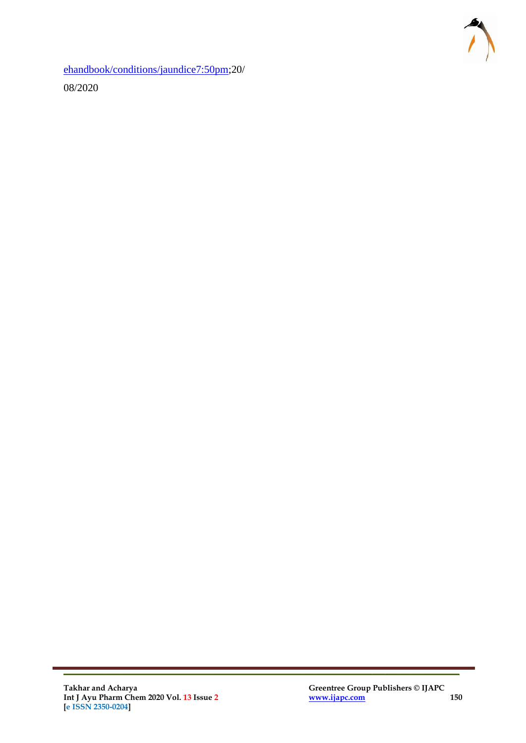ehandbook/conditions/jaundice7:50pm;20/

08/2020